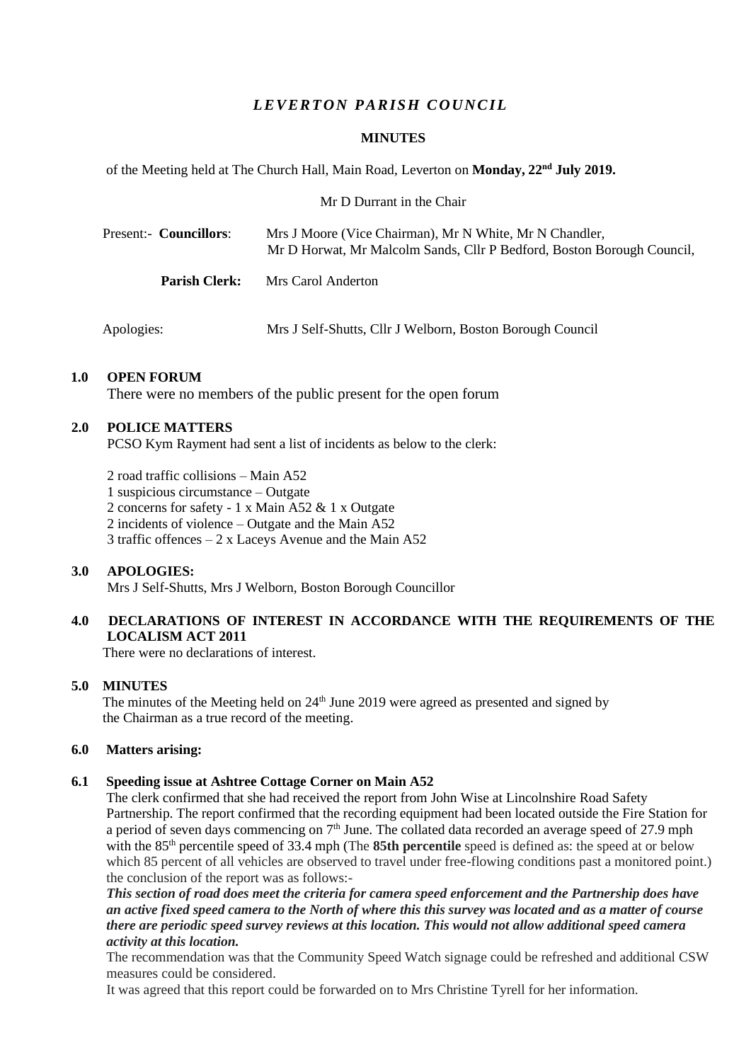# *LEVERTON PARISH COUNCIL*

## MINUTES

of the Meeting held at The Church Hall, Main Road, Leverton on **Monday, 22nd July 2019.**

Mr D Durrant in the Chair

Present:- **Councillors**: Mrs J Moore (Vice Chairman), Mr N White, Mr N Chandler, Mr D Horwat, Mr Malcolm Sands, Cllr P Bedford, Boston Borough Council,

**Parish Clerk:** Mrs Carol Anderton

Apologies: Mrs J Self-Shutts, Cllr J Welborn, Boston Borough Council

### 1.0 OPEN FORUM

There were no members of the public present for the open forum

### 2.0 POLICE MATTERS

PCSO Kym Rayment had sent a list of incidents as below to the clerk:

2 road traffic collisions – Main A52
1 suspicious circumstance – Outgate
2 concerns for safety - 1 x Main A52 & 1 x Outgate
2 incidents of violence – Outgate and the Main A52
3 traffic offences – 2 x Laceys Avenue and the Main A52

### 3.0 APOLOGIES:

Mrs J Self-Shutts, Mrs J Welborn, Boston Borough Councillor

### 4.0 DECLARATIONS OF INTEREST IN ACCORDANCE WITH THE REQUIREMENTS OF THE LOCALISM ACT 2011

There were no declarations of interest.

### 5.0 MINUTES

The minutes of the Meeting held on 24th June 2019 were agreed as presented and signed by the Chairman as a true record of the meeting.

### 6.0 Matters arising:

#### 6.1 Speeding issue at Ashtree Cottage Corner on Main A52

The clerk confirmed that she had received the report from John Wise at Lincolnshire Road Safety Partnership. The report confirmed that the recording equipment had been located outside the Fire Station for a period of seven days commencing on 7th June. The collated data recorded an average speed of 27.9 mph with the 85th percentile speed of 33.4 mph (The **85th percentile** speed is defined as: the speed at or below which 85 percent of all vehicles are observed to travel under free-flowing conditions past a monitored point.) the conclusion of the report was as follows:-

***This section of road does meet the criteria for camera speed enforcement and the Partnership does have an active fixed speed camera to the North of where this this survey was located and as a matter of course there are periodic speed survey reviews at this location. This would not allow additional speed camera activity at this location.***

The recommendation was that the Community Speed Watch signage could be refreshed and additional CSW measures could be considered.

It was agreed that this report could be forwarded on to Mrs Christine Tyrell for her information.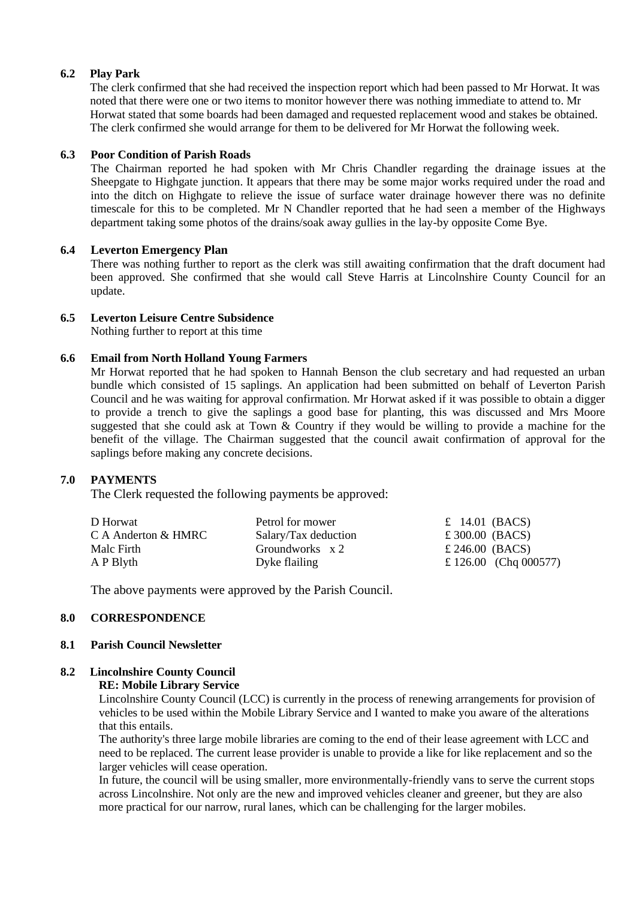### 6.2 Play Park

The clerk confirmed that she had received the inspection report which had been passed to Mr Horwat. It was noted that there were one or two items to monitor however there was nothing immediate to attend to. Mr Horwat stated that some boards had been damaged and requested replacement wood and stakes be obtained. The clerk confirmed she would arrange for them to be delivered for Mr Horwat the following week.

### 6.3 Poor Condition of Parish Roads

The Chairman reported he had spoken with Mr Chris Chandler regarding the drainage issues at the Sheepgate to Highgate junction. It appears that there may be some major works required under the road and into the ditch on Highgate to relieve the issue of surface water drainage however there was no definite timescale for this to be completed. Mr N Chandler reported that he had seen a member of the Highways department taking some photos of the drains/soak away gullies in the lay-by opposite Come Bye.

### 6.4 Leverton Emergency Plan

There was nothing further to report as the clerk was still awaiting confirmation that the draft document had been approved. She confirmed that she would call Steve Harris at Lincolnshire County Council for an update.

### 6.5 Leverton Leisure Centre Subsidence

Nothing further to report at this time

### 6.6 Email from North Holland Young Farmers

Mr Horwat reported that he had spoken to Hannah Benson the club secretary and had requested an urban bundle which consisted of 15 saplings. An application had been submitted on behalf of Leverton Parish Council and he was waiting for approval confirmation. Mr Horwat asked if it was possible to obtain a digger to provide a trench to give the saplings a good base for planting, this was discussed and Mrs Moore suggested that she could ask at Town & Country if they would be willing to provide a machine for the benefit of the village. The Chairman suggested that the council await confirmation of approval for the saplings before making any concrete decisions.

## 7.0 PAYMENTS

The Clerk requested the following payments be approved:

| | | |
|---|---|---|
| D Horwat | Petrol for mower | £ 14.01 (BACS) |
| C A Anderton & HMRC | Salary/Tax deduction | £ 300.00 (BACS) |
| Malc Firth | Groundworks x 2 | £ 246.00 (BACS) |
| A P Blyth | Dyke flailing | £ 126.00 (Chq 000577) |

The above payments were approved by the Parish Council.

## 8.0 CORRESPONDENCE

### 8.1 Parish Council Newsletter

### 8.2 Lincolnshire County Council

**RE: Mobile Library Service**

Lincolnshire County Council (LCC) is currently in the process of renewing arrangements for provision of vehicles to be used within the Mobile Library Service and I wanted to make you aware of the alterations that this entails.

The authority's three large mobile libraries are coming to the end of their lease agreement with LCC and need to be replaced. The current lease provider is unable to provide a like for like replacement and so the larger vehicles will cease operation.

In future, the council will be using smaller, more environmentally-friendly vans to serve the current stops across Lincolnshire. Not only are the new and improved vehicles cleaner and greener, but they are also more practical for our narrow, rural lanes, which can be challenging for the larger mobiles.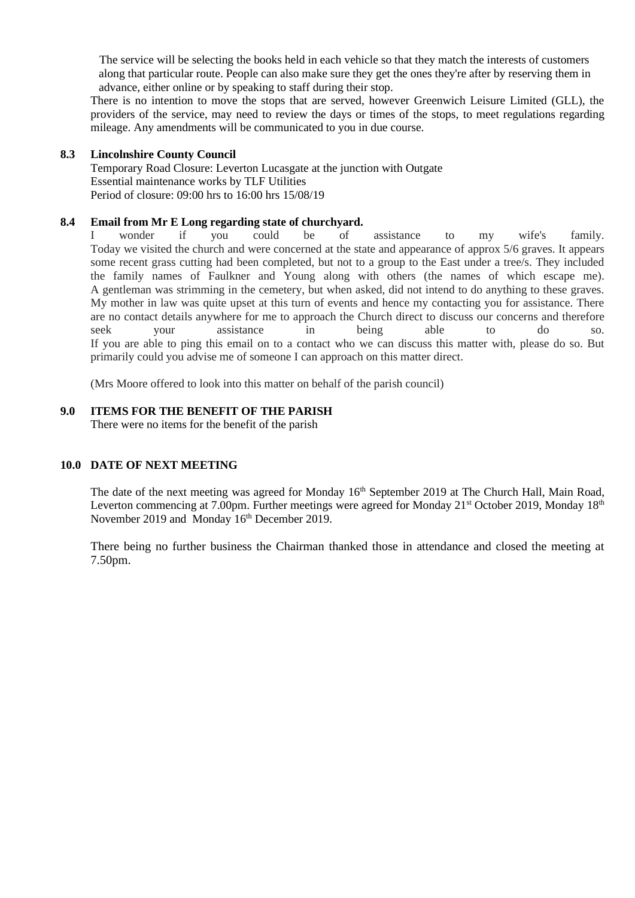The service will be selecting the books held in each vehicle so that they match the interests of customers along that particular route. People can also make sure they get the ones they're after by reserving them in advance, either online or by speaking to staff during their stop.

There is no intention to move the stops that are served, however Greenwich Leisure Limited (GLL), the providers of the service, may need to review the days or times of the stops, to meet regulations regarding mileage. Any amendments will be communicated to you in due course.

**8.3 Lincolnshire County Council**

Temporary Road Closure: Leverton Lucasgate at the junction with Outgate
Essential maintenance works by TLF Utilities
Period of closure: 09:00 hrs to 16:00 hrs 15/08/19

**8.4 Email from Mr E Long regarding state of churchyard.**

I wonder if you could be of assistance to my wife's family.
Today we visited the church and were concerned at the state and appearance of approx 5/6 graves. It appears some recent grass cutting had been completed, but not to a group to the East under a tree/s. They included the family names of Faulkner and Young along with others (the names of which escape me).
A gentleman was strimming in the cemetery, but when asked, did not intend to do anything to these graves. My mother in law was quite upset at this turn of events and hence my contacting you for assistance. There are no contact details anywhere for me to approach the Church direct to discuss our concerns and therefore seek your assistance in being able to do so.
If you are able to ping this email on to a contact who we can discuss this matter with, please do so. But primarily could you advise me of someone I can approach on this matter direct.

(Mrs Moore offered to look into this matter on behalf of the parish council)

**9.0 ITEMS FOR THE BENEFIT OF THE PARISH**

There were no items for the benefit of the parish

**10.0 DATE OF NEXT MEETING**

The date of the next meeting was agreed for Monday 16th September 2019 at The Church Hall, Main Road, Leverton commencing at 7.00pm. Further meetings were agreed for Monday 21st October 2019, Monday 18th November 2019 and Monday 16th December 2019.

There being no further business the Chairman thanked those in attendance and closed the meeting at 7.50pm.